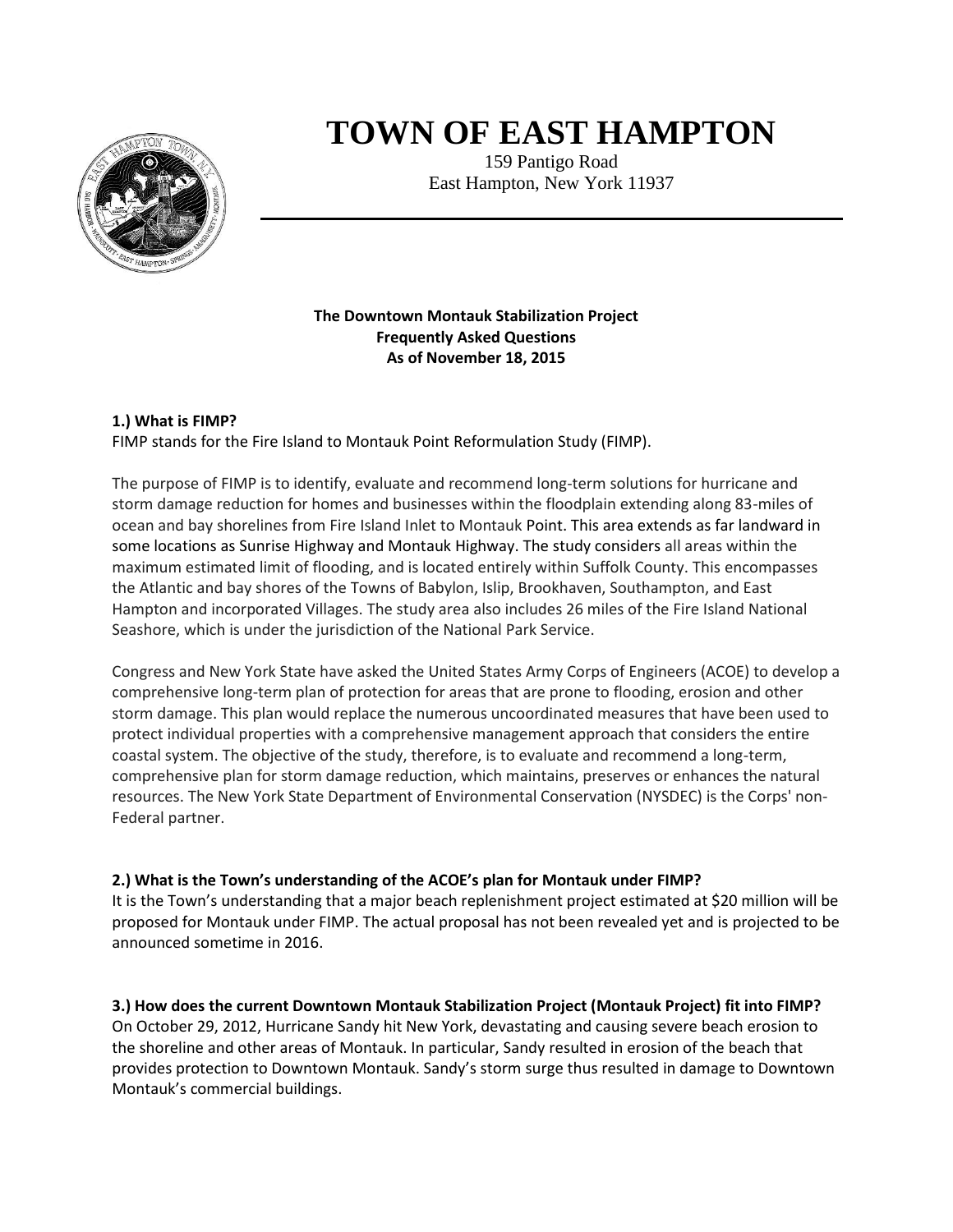# TOWN OF EAST HAMPTON

159 Pantigo Road
East Hampton, New York 11937

**The Downtown Montauk Stabilization Project**
**Frequently Asked Questions**
**As of November 18, 2015**

**1.) What is FIMP?**

FIMP stands for the Fire Island to Montauk Point Reformulation Study (FIMP).

The purpose of FIMP is to identify, evaluate and recommend long-term solutions for hurricane and storm damage reduction for homes and businesses within the floodplain extending along 83-miles of ocean and bay shorelines from Fire Island Inlet to Montauk Point. This area extends as far landward in some locations as Sunrise Highway and Montauk Highway. The study considers all areas within the maximum estimated limit of flooding, and is located entirely within Suffolk County. This encompasses the Atlantic and bay shores of the Towns of Babylon, Islip, Brookhaven, Southampton, and East Hampton and incorporated Villages. The study area also includes 26 miles of the Fire Island National Seashore, which is under the jurisdiction of the National Park Service.

Congress and New York State have asked the United States Army Corps of Engineers (ACOE) to develop a comprehensive long-term plan of protection for areas that are prone to flooding, erosion and other storm damage. This plan would replace the numerous uncoordinated measures that have been used to protect individual properties with a comprehensive management approach that considers the entire coastal system. The objective of the study, therefore, is to evaluate and recommend a long-term, comprehensive plan for storm damage reduction, which maintains, preserves or enhances the natural resources. The New York State Department of Environmental Conservation (NYSDEC) is the Corps' non-Federal partner.

**2.) What is the Town's understanding of the ACOE's plan for Montauk under FIMP?**

It is the Town's understanding that a major beach replenishment project estimated at $20 million will be proposed for Montauk under FIMP. The actual proposal has not been revealed yet and is projected to be announced sometime in 2016.

**3.) How does the current Downtown Montauk Stabilization Project (Montauk Project) fit into FIMP?**

On October 29, 2012, Hurricane Sandy hit New York, devastating and causing severe beach erosion to the shoreline and other areas of Montauk. In particular, Sandy resulted in erosion of the beach that provides protection to Downtown Montauk. Sandy's storm surge thus resulted in damage to Downtown Montauk's commercial buildings.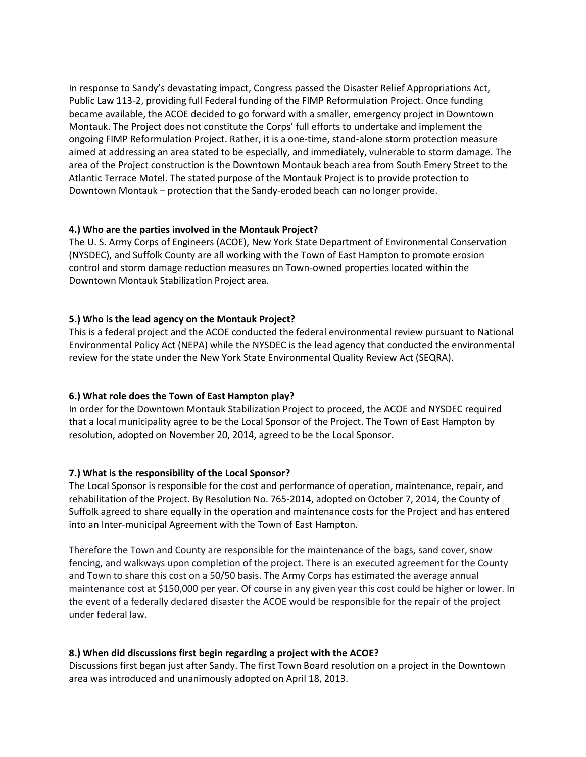In response to Sandy's devastating impact, Congress passed the Disaster Relief Appropriations Act, Public Law 113-2, providing full Federal funding of the FIMP Reformulation Project. Once funding became available, the ACOE decided to go forward with a smaller, emergency project in Downtown Montauk. The Project does not constitute the Corps' full efforts to undertake and implement the ongoing FIMP Reformulation Project. Rather, it is a one-time, stand-alone storm protection measure aimed at addressing an area stated to be especially, and immediately, vulnerable to storm damage. The area of the Project construction is the Downtown Montauk beach area from South Emery Street to the Atlantic Terrace Motel. The stated purpose of the Montauk Project is to provide protection to Downtown Montauk – protection that the Sandy-eroded beach can no longer provide.

**4.) Who are the parties involved in the Montauk Project?**
The U. S. Army Corps of Engineers (ACOE), New York State Department of Environmental Conservation (NYSDEC), and Suffolk County are all working with the Town of East Hampton to promote erosion control and storm damage reduction measures on Town-owned properties located within the Downtown Montauk Stabilization Project area.

**5.) Who is the lead agency on the Montauk Project?**
This is a federal project and the ACOE conducted the federal environmental review pursuant to National Environmental Policy Act (NEPA) while the NYSDEC is the lead agency that conducted the environmental review for the state under the New York State Environmental Quality Review Act (SEQRA).

**6.) What role does the Town of East Hampton play?**
In order for the Downtown Montauk Stabilization Project to proceed, the ACOE and NYSDEC required that a local municipality agree to be the Local Sponsor of the Project. The Town of East Hampton by resolution, adopted on November 20, 2014, agreed to be the Local Sponsor.

**7.) What is the responsibility of the Local Sponsor?**
The Local Sponsor is responsible for the cost and performance of operation, maintenance, repair, and rehabilitation of the Project. By Resolution No. 765-2014, adopted on October 7, 2014, the County of Suffolk agreed to share equally in the operation and maintenance costs for the Project and has entered into an Inter-municipal Agreement with the Town of East Hampton.

Therefore the Town and County are responsible for the maintenance of the bags, sand cover, snow fencing, and walkways upon completion of the project. There is an executed agreement for the County and Town to share this cost on a 50/50 basis. The Army Corps has estimated the average annual maintenance cost at $150,000 per year. Of course in any given year this cost could be higher or lower. In the event of a federally declared disaster the ACOE would be responsible for the repair of the project under federal law.

**8.) When did discussions first begin regarding a project with the ACOE?**
Discussions first began just after Sandy. The first Town Board resolution on a project in the Downtown area was introduced and unanimously adopted on April 18, 2013.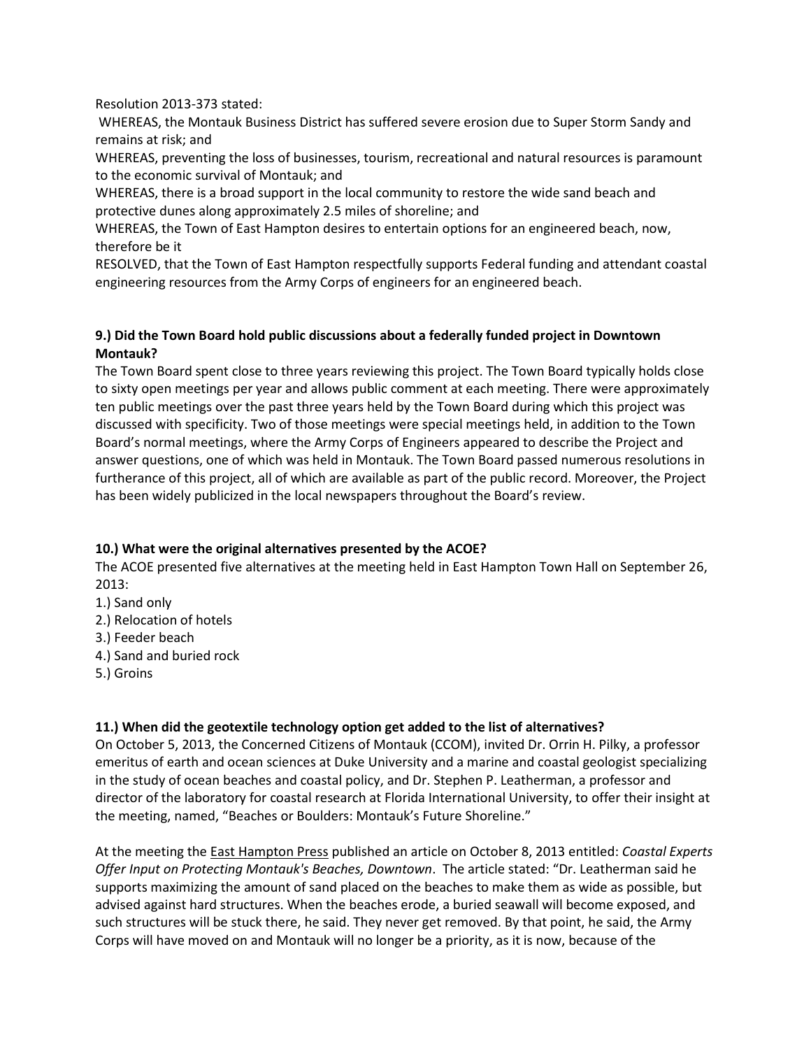Resolution 2013-373 stated:

WHEREAS, the Montauk Business District has suffered severe erosion due to Super Storm Sandy and remains at risk; and

WHEREAS, preventing the loss of businesses, tourism, recreational and natural resources is paramount to the economic survival of Montauk; and

WHEREAS, there is a broad support in the local community to restore the wide sand beach and protective dunes along approximately 2.5 miles of shoreline; and

WHEREAS, the Town of East Hampton desires to entertain options for an engineered beach, now, therefore be it

RESOLVED, that the Town of East Hampton respectfully supports Federal funding and attendant coastal engineering resources from the Army Corps of engineers for an engineered beach.

**9.) Did the Town Board hold public discussions about a federally funded project in Downtown Montauk?**

The Town Board spent close to three years reviewing this project. The Town Board typically holds close to sixty open meetings per year and allows public comment at each meeting. There were approximately ten public meetings over the past three years held by the Town Board during which this project was discussed with specificity. Two of those meetings were special meetings held, in addition to the Town Board's normal meetings, where the Army Corps of Engineers appeared to describe the Project and answer questions, one of which was held in Montauk. The Town Board passed numerous resolutions in furtherance of this project, all of which are available as part of the public record. Moreover, the Project has been widely publicized in the local newspapers throughout the Board's review.

**10.) What were the original alternatives presented by the ACOE?**

The ACOE presented five alternatives at the meeting held in East Hampton Town Hall on September 26, 2013:

1.) Sand only
2.) Relocation of hotels
3.) Feeder beach
4.) Sand and buried rock
5.) Groins

**11.) When did the geotextile technology option get added to the list of alternatives?**

On October 5, 2013, the Concerned Citizens of Montauk (CCOM), invited Dr. Orrin H. Pilky, a professor emeritus of earth and ocean sciences at Duke University and a marine and coastal geologist specializing in the study of ocean beaches and coastal policy, and Dr. Stephen P. Leatherman, a professor and director of the laboratory for coastal research at Florida International University, to offer their insight at the meeting, named, "Beaches or Boulders: Montauk's Future Shoreline."

At the meeting the East Hampton Press published an article on October 8, 2013 entitled: *Coastal Experts Offer Input on Protecting Montauk's Beaches, Downtown*. The article stated: "Dr. Leatherman said he supports maximizing the amount of sand placed on the beaches to make them as wide as possible, but advised against hard structures. When the beaches erode, a buried seawall will become exposed, and such structures will be stuck there, he said. They never get removed. By that point, he said, the Army Corps will have moved on and Montauk will no longer be a priority, as it is now, because of the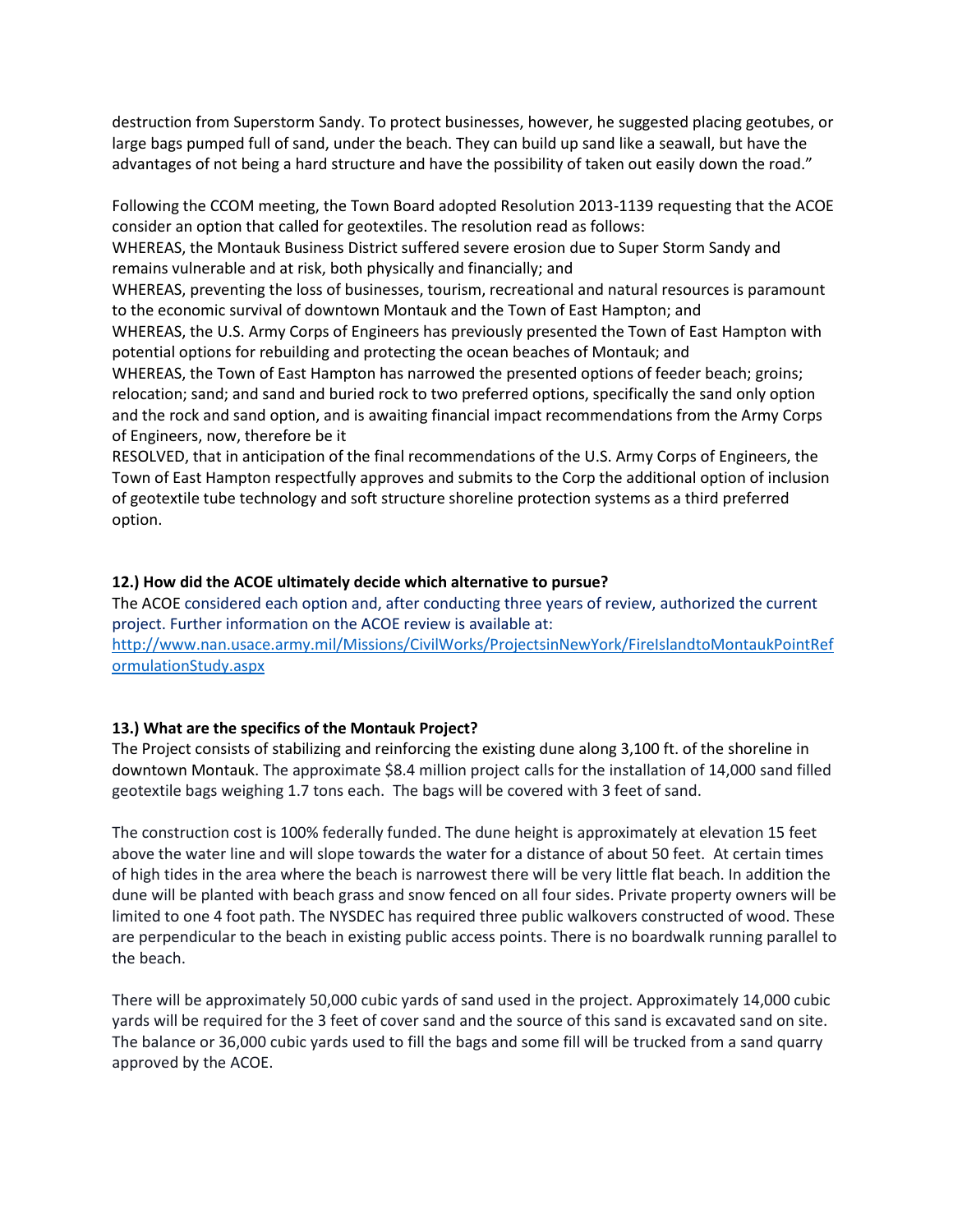destruction from Superstorm Sandy. To protect businesses, however, he suggested placing geotubes, or large bags pumped full of sand, under the beach. They can build up sand like a seawall, but have the advantages of not being a hard structure and have the possibility of taken out easily down the road."

Following the CCOM meeting, the Town Board adopted Resolution 2013-1139 requesting that the ACOE consider an option that called for geotextiles. The resolution read as follows:

WHEREAS, the Montauk Business District suffered severe erosion due to Super Storm Sandy and remains vulnerable and at risk, both physically and financially; and

WHEREAS, preventing the loss of businesses, tourism, recreational and natural resources is paramount to the economic survival of downtown Montauk and the Town of East Hampton; and

WHEREAS, the U.S. Army Corps of Engineers has previously presented the Town of East Hampton with potential options for rebuilding and protecting the ocean beaches of Montauk; and

WHEREAS, the Town of East Hampton has narrowed the presented options of feeder beach; groins; relocation; sand; and sand and buried rock to two preferred options, specifically the sand only option and the rock and sand option, and is awaiting financial impact recommendations from the Army Corps of Engineers, now, therefore be it

RESOLVED, that in anticipation of the final recommendations of the U.S. Army Corps of Engineers, the Town of East Hampton respectfully approves and submits to the Corp the additional option of inclusion of geotextile tube technology and soft structure shoreline protection systems as a third preferred option.

**12.) How did the ACOE ultimately decide which alternative to pursue?**

The ACOE considered each option and, after conducting three years of review, authorized the current project. Further information on the ACOE review is available at:
[http://www.nan.usace.army.mil/Missions/CivilWorks/ProjectsinNewYork/FireIslandtoMontaukPointReformulationStudy.aspx](http://www.nan.usace.army.mil/Missions/CivilWorks/ProjectsinNewYork/FireIslandtoMontaukPointReformulationStudy.aspx)

**13.) What are the specifics of the Montauk Project?**

The Project consists of stabilizing and reinforcing the existing dune along 3,100 ft. of the shoreline in downtown Montauk. The approximate $8.4 million project calls for the installation of 14,000 sand filled geotextile bags weighing 1.7 tons each. The bags will be covered with 3 feet of sand.

The construction cost is 100% federally funded. The dune height is approximately at elevation 15 feet above the water line and will slope towards the water for a distance of about 50 feet. At certain times of high tides in the area where the beach is narrowest there will be very little flat beach. In addition the dune will be planted with beach grass and snow fenced on all four sides. Private property owners will be limited to one 4 foot path. The NYSDEC has required three public walkovers constructed of wood. These are perpendicular to the beach in existing public access points. There is no boardwalk running parallel to the beach.

There will be approximately 50,000 cubic yards of sand used in the project. Approximately 14,000 cubic yards will be required for the 3 feet of cover sand and the source of this sand is excavated sand on site. The balance or 36,000 cubic yards used to fill the bags and some fill will be trucked from a sand quarry approved by the ACOE.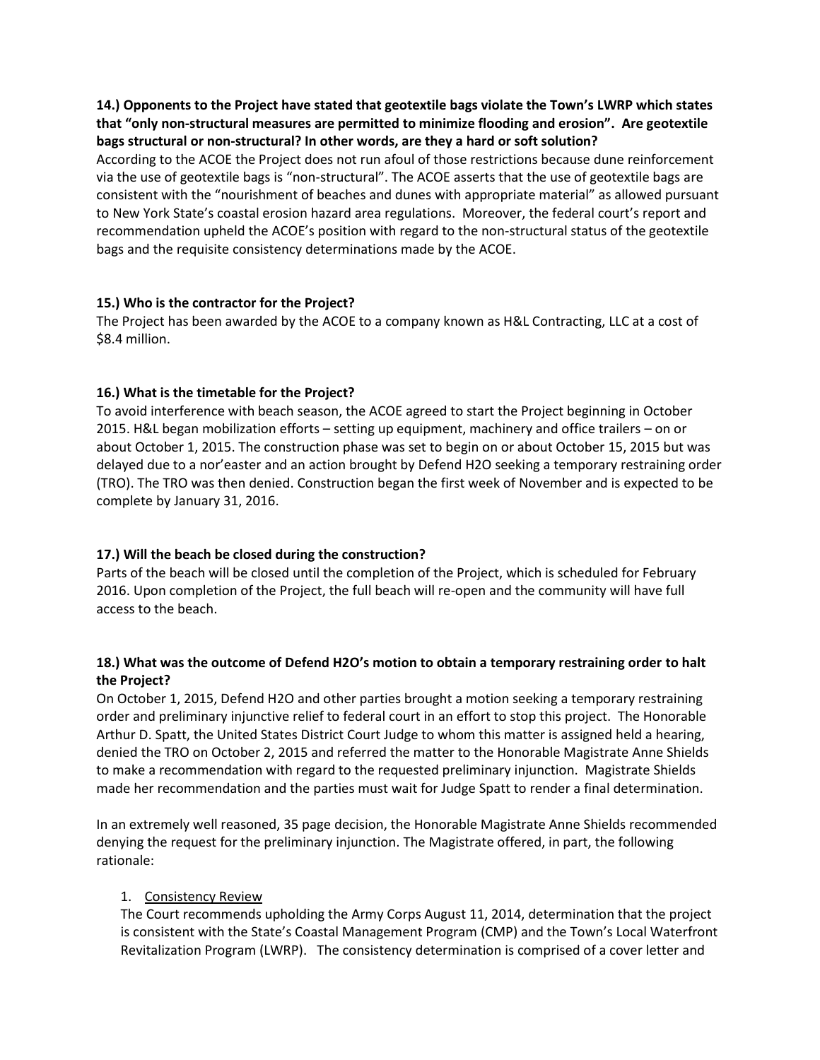**14.) Opponents to the Project have stated that geotextile bags violate the Town's LWRP which states that "only non-structural measures are permitted to minimize flooding and erosion". Are geotextile bags structural or non-structural? In other words, are they a hard or soft solution?**

According to the ACOE the Project does not run afoul of those restrictions because dune reinforcement via the use of geotextile bags is "non-structural". The ACOE asserts that the use of geotextile bags are consistent with the "nourishment of beaches and dunes with appropriate material" as allowed pursuant to New York State's coastal erosion hazard area regulations. Moreover, the federal court's report and recommendation upheld the ACOE's position with regard to the non-structural status of the geotextile bags and the requisite consistency determinations made by the ACOE.

**15.) Who is the contractor for the Project?**

The Project has been awarded by the ACOE to a company known as H&L Contracting, LLC at a cost of $8.4 million.

**16.) What is the timetable for the Project?**

To avoid interference with beach season, the ACOE agreed to start the Project beginning in October 2015. H&L began mobilization efforts – setting up equipment, machinery and office trailers – on or about October 1, 2015. The construction phase was set to begin on or about October 15, 2015 but was delayed due to a nor'easter and an action brought by Defend H2O seeking a temporary restraining order (TRO). The TRO was then denied. Construction began the first week of November and is expected to be complete by January 31, 2016.

**17.) Will the beach be closed during the construction?**

Parts of the beach will be closed until the completion of the Project, which is scheduled for February 2016. Upon completion of the Project, the full beach will re-open and the community will have full access to the beach.

**18.) What was the outcome of Defend H2O's motion to obtain a temporary restraining order to halt the Project?**

On October 1, 2015, Defend H2O and other parties brought a motion seeking a temporary restraining order and preliminary injunctive relief to federal court in an effort to stop this project. The Honorable Arthur D. Spatt, the United States District Court Judge to whom this matter is assigned held a hearing, denied the TRO on October 2, 2015 and referred the matter to the Honorable Magistrate Anne Shields to make a recommendation with regard to the requested preliminary injunction. Magistrate Shields made her recommendation and the parties must wait for Judge Spatt to render a final determination.

In an extremely well reasoned, 35 page decision, the Honorable Magistrate Anne Shields recommended denying the request for the preliminary injunction. The Magistrate offered, in part, the following rationale:

1. Consistency Review

The Court recommends upholding the Army Corps August 11, 2014, determination that the project is consistent with the State's Coastal Management Program (CMP) and the Town's Local Waterfront Revitalization Program (LWRP). The consistency determination is comprised of a cover letter and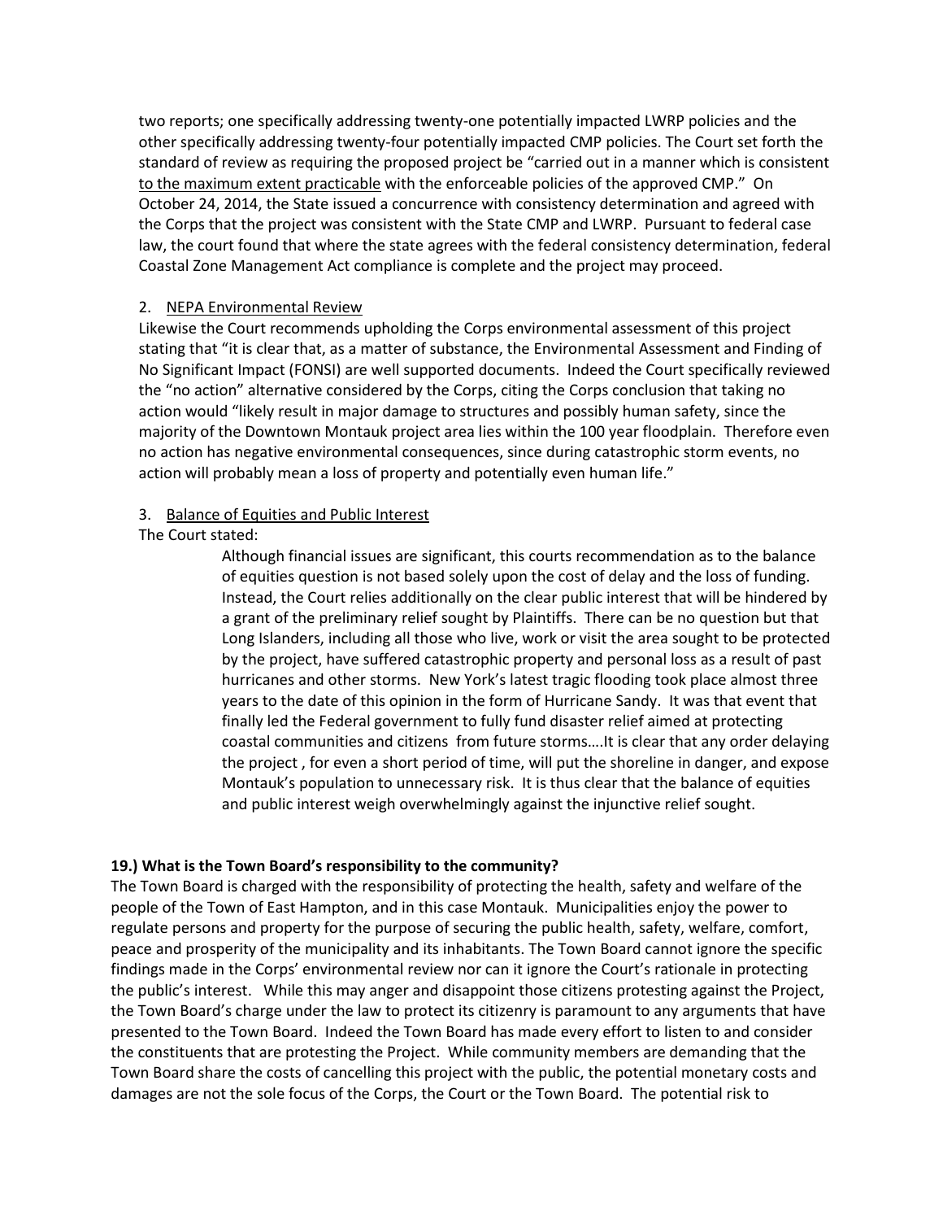two reports; one specifically addressing twenty-one potentially impacted LWRP policies and the other specifically addressing twenty-four potentially impacted CMP policies. The Court set forth the standard of review as requiring the proposed project be "carried out in a manner which is consistent <u>to the maximum extent practicable</u> with the enforceable policies of the approved CMP." On October 24, 2014, the State issued a concurrence with consistency determination and agreed with the Corps that the project was consistent with the State CMP and LWRP. Pursuant to federal case law, the court found that where the state agrees with the federal consistency determination, federal Coastal Zone Management Act compliance is complete and the project may proceed.

2. <u>NEPA Environmental Review</u>

Likewise the Court recommends upholding the Corps environmental assessment of this project stating that "it is clear that, as a matter of substance, the Environmental Assessment and Finding of No Significant Impact (FONSI) are well supported documents. Indeed the Court specifically reviewed the "no action" alternative considered by the Corps, citing the Corps conclusion that taking no action would "likely result in major damage to structures and possibly human safety, since the majority of the Downtown Montauk project area lies within the 100 year floodplain. Therefore even no action has negative environmental consequences, since during catastrophic storm events, no action will probably mean a loss of property and potentially even human life."

3. <u>Balance of Equities and Public Interest</u>

The Court stated:

> Although financial issues are significant, this courts recommendation as to the balance of equities question is not based solely upon the cost of delay and the loss of funding. Instead, the Court relies additionally on the clear public interest that will be hindered by a grant of the preliminary relief sought by Plaintiffs. There can be no question but that Long Islanders, including all those who live, work or visit the area sought to be protected by the project, have suffered catastrophic property and personal loss as a result of past hurricanes and other storms. New York's latest tragic flooding took place almost three years to the date of this opinion in the form of Hurricane Sandy. It was that event that finally led the Federal government to fully fund disaster relief aimed at protecting coastal communities and citizens from future storms….It is clear that any order delaying the project , for even a short period of time, will put the shoreline in danger, and expose Montauk's population to unnecessary risk. It is thus clear that the balance of equities and public interest weigh overwhelmingly against the injunctive relief sought.

**19.) What is the Town Board's responsibility to the community?**

The Town Board is charged with the responsibility of protecting the health, safety and welfare of the people of the Town of East Hampton, and in this case Montauk. Municipalities enjoy the power to regulate persons and property for the purpose of securing the public health, safety, welfare, comfort, peace and prosperity of the municipality and its inhabitants. The Town Board cannot ignore the specific findings made in the Corps' environmental review nor can it ignore the Court's rationale in protecting the public's interest. While this may anger and disappoint those citizens protesting against the Project, the Town Board's charge under the law to protect its citizenry is paramount to any arguments that have presented to the Town Board. Indeed the Town Board has made every effort to listen to and consider the constituents that are protesting the Project. While community members are demanding that the Town Board share the costs of cancelling this project with the public, the potential monetary costs and damages are not the sole focus of the Corps, the Court or the Town Board. The potential risk to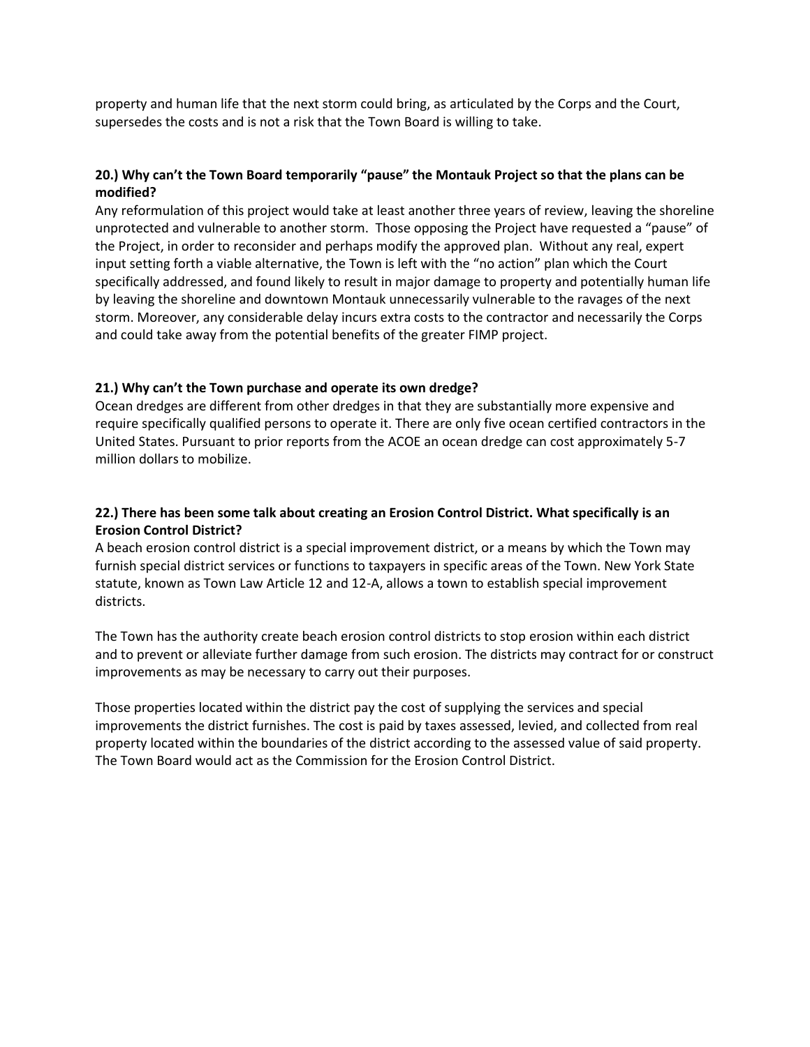property and human life that the next storm could bring, as articulated by the Corps and the Court, supersedes the costs and is not a risk that the Town Board is willing to take.

**20.) Why can't the Town Board temporarily "pause" the Montauk Project so that the plans can be modified?**

Any reformulation of this project would take at least another three years of review, leaving the shoreline unprotected and vulnerable to another storm. Those opposing the Project have requested a "pause" of the Project, in order to reconsider and perhaps modify the approved plan. Without any real, expert input setting forth a viable alternative, the Town is left with the "no action" plan which the Court specifically addressed, and found likely to result in major damage to property and potentially human life by leaving the shoreline and downtown Montauk unnecessarily vulnerable to the ravages of the next storm. Moreover, any considerable delay incurs extra costs to the contractor and necessarily the Corps and could take away from the potential benefits of the greater FIMP project.

**21.) Why can't the Town purchase and operate its own dredge?**

Ocean dredges are different from other dredges in that they are substantially more expensive and require specifically qualified persons to operate it. There are only five ocean certified contractors in the United States. Pursuant to prior reports from the ACOE an ocean dredge can cost approximately 5-7 million dollars to mobilize.

**22.) There has been some talk about creating an Erosion Control District. What specifically is an Erosion Control District?**

A beach erosion control district is a special improvement district, or a means by which the Town may furnish special district services or functions to taxpayers in specific areas of the Town. New York State statute, known as Town Law Article 12 and 12-A, allows a town to establish special improvement districts.

The Town has the authority create beach erosion control districts to stop erosion within each district and to prevent or alleviate further damage from such erosion. The districts may contract for or construct improvements as may be necessary to carry out their purposes.

Those properties located within the district pay the cost of supplying the services and special improvements the district furnishes. The cost is paid by taxes assessed, levied, and collected from real property located within the boundaries of the district according to the assessed value of said property. The Town Board would act as the Commission for the Erosion Control District.